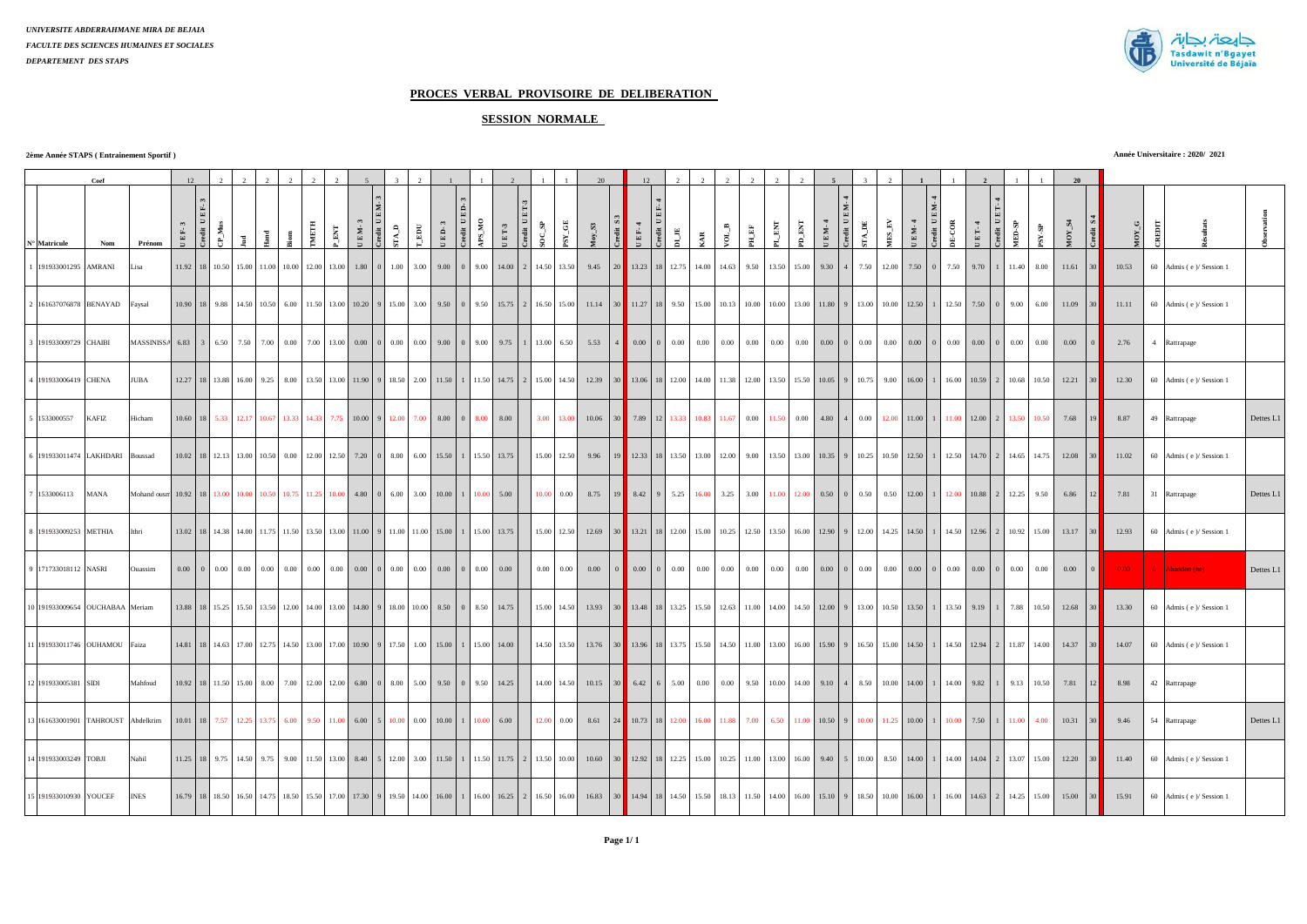*UNIVERSITE ABDERRAHMANE MIRA DE BEJAIA*

*FACULTE DES SCIENCES HUMAINES ET SOCIALES*

*DEPARTEMENT DES STAPS*

## PROCES VERBAL PROVISOIRE DE DELIBERATION

### SESSION NORMALE

**2ème Année STAPS ( Entrainement Sportif )**

**Année Universitaire : 2020/ 2021**

| N° Matricule | Nom | Prénom | UEF-3 | Credit UEF-3 | CP_Mus | Jud | Hand | Biom | TMETH | P_ENT | UEM-3 | Credit UEM-3 | STA_D | T_EDU | UED-3 | Credit UED-3 | APS_MO | UET-3 | Credit UET-3 | SOC_SP | PSY_GE | Moy_S3 | Credit S3 | UEF-4 | Credit UEF-4 | DI_JE | KAR | VOL_B | PH_EF | PL_ENT | PD_ENT | UEM-4 | Credit UEM-4 | STA_DE | MES_EV | UED-4 | Credit UED-4 | DE-COR | UET-4 | Credit UET-4 | MED-SP | PSY-SP | MOY_S4 | Credit S4 | MOY_G | CREDIT | Résultats | Observation |
|---|---|---|---|---|---|---|---|---|---|---|---|---|---|---|---|---|---|---|---|---|---|---|---|---|---|---|---|---|---|---|---|---|---|---|---|---|---|---|---|---|---|---|---|---|---|---|---|---|
| | Coef | | 12 | | 2 | 2 | 2 | 2 | 2 | 2 | 5 | | 3 | 2 | 1 | | 1 | 2 | | 1 | 1 | 20 | | 12 | | 2 | 2 | 2 | 2 | 2 | 2 | 5 | | 3 | 2 | 1 | | 1 | 2 | | 1 | 1 | 20 | | | | | |
| 1 191933001295 | AMRANI | Lisa | 11.92 | 18 | 10.50 | 15.00 | 11.00 | 10.00 | 12.00 | 13.00 | 1.80 | 0 | 1.00 | 3.00 | 9.00 | 0 | 9.00 | 14.00 | 2 | 14.50 | 13.50 | 9.45 | 20 | 13.23 | 18 | 12.75 | 14.00 | 14.63 | 9.50 | 13.50 | 15.00 | 9.30 | 4 | 7.50 | 12.00 | 7.50 | 0 | 7.50 | 9.70 | 1 | 11.40 | 8.00 | 11.61 | 30 | 10.53 | 60 | Admis ( e )/ Session 1 | |
| 2 161637076878 | BENAYAD | Faysal | 10.90 | 18 | 9.88 | 14.50 | 10.50 | 6.00 | 11.50 | 13.00 | 10.20 | 9 | 15.00 | 3.00 | 9.50 | 0 | 9.50 | 15.75 | 2 | 16.50 | 15.00 | 11.14 | 30 | 11.27 | 18 | 9.50 | 15.00 | 10.13 | 10.00 | 10.00 | 13.00 | 11.80 | 9 | 13.00 | 10.00 | 12.50 | 1 | 12.50 | 7.50 | 0 | 9.00 | 6.00 | 11.09 | 30 | 11.11 | 60 | Admis ( e )/ Session 1 | |
| 3 191933009729 | CHAIBI | MASSINISSA | 6.83 | 3 | 6.50 | 7.50 | 7.00 | 0.00 | 7.00 | 13.00 | 0.00 | 0 | 0.00 | 0.00 | 9.00 | 0 | 9.00 | 9.75 | 1 | 13.00 | 6.50 | 5.53 | 4 | 0.00 | 0 | 0.00 | 0.00 | 0.00 | 0.00 | 0.00 | 0.00 | 0.00 | 0 | 0.00 | 0.00 | 0.00 | 0 | 0.00 | 0.00 | 0 | 0.00 | 0.00 | 0.00 | 0 | 2.76 | 4 | Rattrapage | |
| 4 191933006419 | CHENA | JUBA | 12.27 | 18 | 13.88 | 16.00 | 9.25 | 8.00 | 13.50 | 13.00 | 11.90 | 9 | 18.50 | 2.00 | 11.50 | 1 | 11.50 | 14.75 | 2 | 15.00 | 14.50 | 12.39 | 30 | 13.06 | 18 | 12.00 | 14.00 | 11.38 | 12.00 | 13.50 | 15.50 | 10.05 | 9 | 10.75 | 9.00 | 16.00 | 1 | 16.00 | 10.59 | 2 | 10.68 | 10.50 | 12.21 | 30 | 12.30 | 60 | Admis ( e )/ Session 1 | |
| 5 1533000557 | KAFIZ | Hicham | 10.60 | 18 | 5.33 | 12.17 | 10.67 | 13.33 | 14.33 | 7.75 | 10.00 | 9 | 12.00 | 7.00 | 8.00 | 0 | 8.00 | 8.00 | | 3.00 | 13.00 | 10.06 | 30 | 7.89 | 12 | 13.33 | 10.83 | 11.67 | 0.00 | 11.50 | 0.00 | 4.80 | 4 | 0.00 | 12.00 | 11.00 | 1 | 11.00 | 12.00 | 2 | 13.50 | 10.50 | 7.68 | 19 | 8.87 | 49 | Rattrapage | Dettes L1 |
| 6 191933011474 | LAKHDARI | Boussad | 10.02 | 18 | 12.13 | 13.00 | 10.50 | 0.00 | 12.00 | 12.50 | 7.20 | 0 | 8.00 | 6.00 | 15.50 | 1 | 15.50 | 13.75 | | 15.00 | 12.50 | 9.96 | 19 | 12.33 | 18 | 13.50 | 13.00 | 12.00 | 9.00 | 13.50 | 13.00 | 10.35 | 9 | 10.25 | 10.50 | 12.50 | 1 | 12.50 | 14.70 | 2 | 14.65 | 14.75 | 12.08 | 30 | 11.02 | 60 | Admis ( e )/ Session 1 | |
| 7 1533006113 | MANA | Mohand ousm | 10.92 | 18 | 13.00 | 10.00 | 10.50 | 10.75 | 11.25 | 10.00 | 4.80 | 0 | 6.00 | 3.00 | 10.00 | 1 | 10.00 | 5.00 | | 10.00 | 0.00 | 8.75 | 19 | 8.42 | 9 | 5.25 | 16.00 | 3.25 | 3.00 | 11.00 | 12.00 | 0.50 | 0 | 0.50 | 0.50 | 12.00 | 1 | 12.00 | 10.88 | 2 | 12.25 | 9.50 | 6.86 | 12 | 7.81 | 31 | Rattrapage | Dettes L1 |
| 8 191933009253 | METHIA | Ithri | 13.02 | 18 | 14.38 | 14.00 | 11.75 | 11.50 | 13.50 | 13.00 | 11.00 | 9 | 11.00 | 11.00 | 15.00 | 1 | 15.00 | 13.75 | | 15.00 | 12.50 | 12.69 | 30 | 13.21 | 18 | 12.00 | 15.00 | 10.25 | 12.50 | 13.50 | 16.00 | 12.90 | 9 | 12.00 | 14.25 | 14.50 | 1 | 14.50 | 12.96 | 2 | 10.92 | 15.00 | 13.17 | 30 | 12.93 | 60 | Admis ( e )/ Session 1 | |
| 9 171733018112 | NASRI | Ouassim | 0.00 | 0 | 0.00 | 0.00 | 0.00 | 0.00 | 0.00 | 0.00 | 0.00 | 0 | 0.00 | 0.00 | 0.00 | 0 | 0.00 | 0.00 | | 0.00 | 0.00 | 0.00 | 0 | 0.00 | 0 | 0.00 | 0.00 | 0.00 | 0.00 | 0.00 | 0.00 | 0.00 | 0 | 0.00 | 0.00 | 0.00 | 0 | 0.00 | 0.00 | 0 | 0.00 | 0.00 | 0.00 | 0 | 0.00 | 0 | Abandon (ne) | Dettes L1 |
| 10 191933009654 | OUCHABAA | Meriam | 13.88 | 18 | 15.25 | 15.50 | 13.50 | 12.00 | 14.00 | 13.00 | 14.80 | 9 | 18.00 | 10.00 | 8.50 | 0 | 8.50 | 14.75 | | 15.00 | 14.50 | 13.93 | 30 | 13.48 | 18 | 13.25 | 15.50 | 12.63 | 11.00 | 14.00 | 14.50 | 12.00 | 9 | 13.00 | 10.50 | 13.50 | 1 | 13.50 | 9.19 | 1 | 7.88 | 10.50 | 12.68 | 30 | 13.30 | 60 | Admis ( e )/ Session 1 | |
| 11 191933011746 | OUHAMOU | Faiza | 14.81 | 18 | 14.63 | 17.00 | 12.75 | 14.50 | 13.00 | 17.00 | 10.90 | 9 | 17.50 | 1.00 | 15.00 | 1 | 15.00 | 14.00 | | 14.50 | 13.50 | 13.76 | 30 | 13.96 | 18 | 13.75 | 15.50 | 14.50 | 11.00 | 13.00 | 16.00 | 15.90 | 9 | 16.50 | 15.00 | 14.50 | 1 | 14.50 | 12.94 | 2 | 11.87 | 14.00 | 14.37 | 30 | 14.07 | 60 | Admis ( e )/ Session 1 | |
| 12 191933005381 | SIDI | Mahfoud | 10.92 | 18 | 11.50 | 15.00 | 8.00 | 7.00 | 12.00 | 12.00 | 6.80 | 0 | 8.00 | 5.00 | 9.50 | 0 | 9.50 | 14.25 | | 14.00 | 14.50 | 10.15 | 30 | 6.42 | 6 | 5.00 | 0.00 | 0.00 | 9.50 | 10.00 | 14.00 | 9.10 | 4 | 8.50 | 10.00 | 14.00 | 1 | 14.00 | 9.82 | 1 | 9.13 | 10.50 | 7.81 | 12 | 8.98 | 42 | Rattrapage | |
| 13 161633001901 | TAHROUST | Abdelkrim | 10.01 | 18 | 7.57 | 12.25 | 13.75 | 6.00 | 9.50 | 11.00 | 6.00 | 5 | 10.00 | 0.00 | 10.00 | 1 | 10.00 | 6.00 | | 12.00 | 0.00 | 8.61 | 24 | 10.73 | 18 | 12.00 | 16.00 | 11.88 | 7.00 | 6.50 | 11.00 | 10.50 | 9 | 10.00 | 11.25 | 10.00 | 1 | 10.00 | 7.50 | 1 | 11.00 | 4.00 | 10.31 | 30 | 9.46 | 54 | Rattrapage | Dettes L1 |
| 14 191933003249 | TOBJI | Nabil | 11.25 | 18 | 9.75 | 14.50 | 9.75 | 9.00 | 11.50 | 13.00 | 8.40 | 5 | 12.00 | 3.00 | 11.50 | 1 | 11.50 | 11.75 | 2 | 13.50 | 10.00 | 10.60 | 30 | 12.92 | 18 | 12.25 | 15.00 | 10.25 | 11.00 | 13.00 | 16.00 | 9.40 | 5 | 10.00 | 8.50 | 14.00 | 1 | 14.00 | 14.04 | 2 | 13.07 | 15.00 | 12.20 | 30 | 11.40 | 60 | Admis ( e )/ Session 1 | |
| 15 191933010930 | YOUCEF | INES | 16.79 | 18 | 18.50 | 16.50 | 14.75 | 18.50 | 15.50 | 17.00 | 17.30 | 9 | 19.50 | 14.00 | 16.00 | 1 | 16.00 | 16.25 | 2 | 16.50 | 16.00 | 16.83 | 30 | 14.94 | 18 | 14.50 | 15.50 | 18.13 | 11.50 | 14.00 | 16.00 | 15.10 | 9 | 18.50 | 10.00 | 16.00 | 1 | 16.00 | 14.63 | 2 | 14.25 | 15.00 | 15.00 | 30 | 15.91 | 60 | Admis ( e )/ Session 1 | |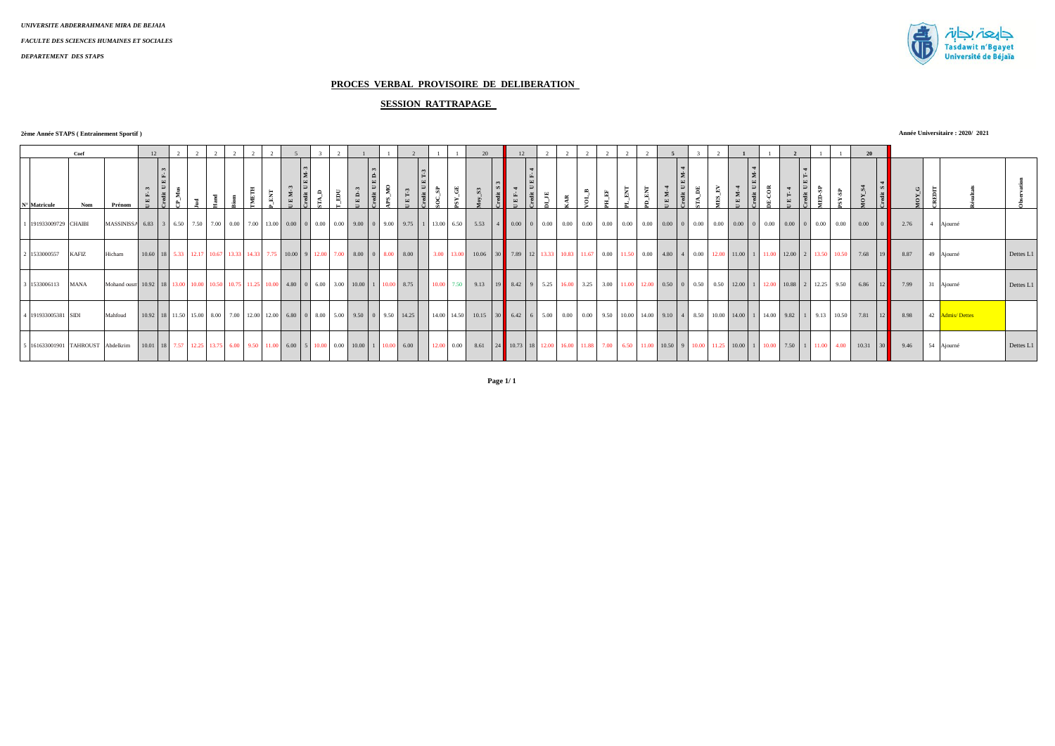*UNIVERSITE ABDERRAHMANE MIRA DE BEJAIA*

*FACULTE DES SCIENCES HUMAINES ET SOCIALES*

*DEPARTEMENT DES STAPS*

## PROCES VERBAL PROVISOIRE DE DELIBERATION

## SESSION RATTRAPAGE

**2ème Année STAPS ( Entrainement Sportif )**

**Année Universitaire : 2020/ 2021**

| | Coef | | 12 | | 2 | 2 | 2 | 2 | 2 | 2 | 5 | | 3 | 2 | 1 | | 1 | 2 | | 1 | 1 | 20 | | 12 | | 2 | 2 | 2 | 2 | 2 | 2 | 5 | | 3 | 2 | 1 | | 1 | 2 | | 1 | 1 | 20 | | | | | |
|---|---|---|---|---|---|---|---|---|---|---|---|---|---|---|---|---|---|---|---|---|---|---|---|---|---|---|---|---|---|---|---|---|---|---|---|---|---|---|---|---|---|---|---|---|---|---|---|---|
| N° Matricule | Nom | Prénom | U E F-3 | Credit U E F-3 | CP_Mus | Jud | Hand | Bism | TMETH | P_ENT | U E M-3 | Credit U E M-3 | STA_D | T_EDU | U E D-3 | Credit U E D-3 | APS_MO | U E T-3 | Credit U E T-3 | SOC_SP | PSY_GE | Moy_S3 | Credit S 3 | U E F-4 | Credit U E F-4 | DI_JE | KAR | VOL_B | PH_EF | PL_ENT | PD_ENT | U E M-4 | Credit U E M-4 | STA_DE | MES_EV | U E M-4 | Credit U E M-4 | DE-COR | U E T-4 | Credit U E T-4 | MED-SP | PSY-SP | MOY_S4 | Credit S 4 | MOY_G | CREDIT | Résultats | Observation |
| 1 191933009729 | CHAIBI | MASSINISSA | 6.83 | 3 | 6.50 | 7.50 | 7.00 | 0.00 | 7.00 | 13.00 | 0.00 | 0 | 0.00 | 0.00 | 9.00 | 0 | 9.00 | 9.75 | 1 | 13.00 | 6.50 | 5.53 | 4 | 0.00 | 0 | 0.00 | 0.00 | 0.00 | 0.00 | 0.00 | 0.00 | 0.00 | 0 | 0.00 | 0.00 | 0.00 | 0 | 0.00 | 0.00 | 0 | 0.00 | 0.00 | 0.00 | 0 | 2.76 | 4 | Ajourné | |
| 2 1533000557 | KAFIZ | Hicham | 10.60 | 18 | 5.33 | 12.17 | 10.67 | 13.33 | 14.33 | 7.75 | 10.00 | 9 | 12.00 | 7.00 | 8.00 | 0 | 8.00 | 8.00 | | 3.00 | 13.00 | 10.06 | 30 | 7.89 | 12 | 13.33 | 10.83 | 11.67 | 0.00 | 11.50 | 0.00 | 4.80 | 4 | 0.00 | 12.00 | 11.00 | 1 | 11.00 | 12.00 | 2 | 13.50 | 10.50 | 7.68 | 19 | 8.87 | 49 | Ajourné | Dettes L1 |
| 3 1533006113 | MANA | Mohand ousm | 10.92 | 18 | 13.00 | 10.00 | 10.50 | 10.75 | 11.25 | 10.00 | 4.80 | 0 | 6.00 | 3.00 | 10.00 | 1 | 10.00 | 8.75 | | 10.00 | 7.50 | 9.13 | 19 | 8.42 | 9 | 5.25 | 16.00 | 3.25 | 3.00 | 11.00 | 12.00 | 0.50 | 0 | 0.50 | 0.50 | 12.00 | 1 | 12.00 | 10.88 | 2 | 12.25 | 9.50 | 6.86 | 12 | 7.99 | 31 | Ajourné | Dettes L1 |
| 4 191933005381 | SIDI | Mahfoud | 10.92 | 18 | 11.50 | 15.00 | 8.00 | 7.00 | 12.00 | 12.00 | 6.80 | 0 | 8.00 | 5.00 | 9.50 | 0 | 9.50 | 14.25 | | 14.00 | 14.50 | 10.15 | 30 | 6.42 | 6 | 5.00 | 0.00 | 0.00 | 9.50 | 10.00 | 14.00 | 9.10 | 4 | 8.50 | 10.00 | 14.00 | 1 | 14.00 | 9.82 | 1 | 9.13 | 10.50 | 7.81 | 12 | 8.98 | 42 | Admis/ Dettes | |
| 5 161633001901 | TAHROUST | Abdelkrim | 10.01 | 18 | 7.57 | 12.25 | 13.75 | 6.00 | 9.50 | 11.00 | 6.00 | 5 | 10.00 | 0.00 | 10.00 | 1 | 10.00 | 6.00 | | 12.00 | 0.00 | 8.61 | 24 | 10.73 | 18 | 12.00 | 16.00 | 11.88 | 7.00 | 6.50 | 11.00 | 10.50 | 9 | 10.00 | 11.25 | 10.00 | 1 | 10.00 | 7.50 | 1 | 11.00 | 4.00 | 10.31 | 30 | 9.46 | 54 | Ajourné | Dettes L1 |